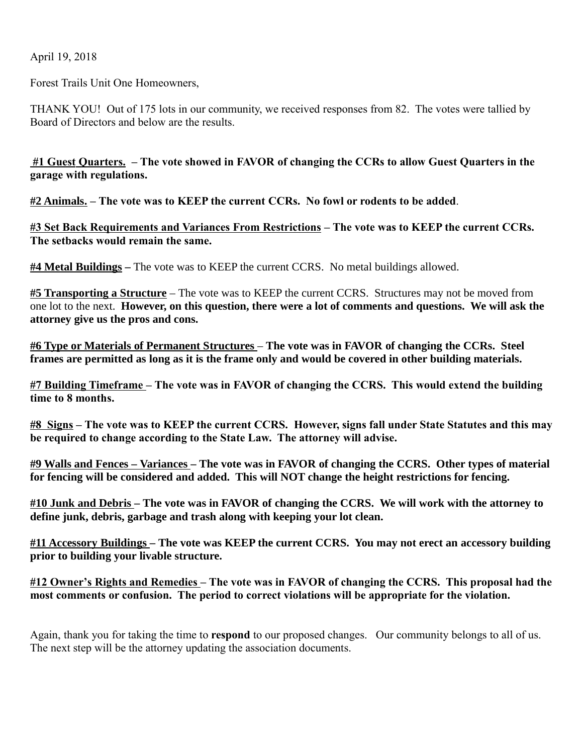April 19, 2018

Forest Trails Unit One Homeowners,

THANK YOU! Out of 175 lots in our community, we received responses from 82. The votes were tallied by Board of Directors and below are the results.

**#1 Guest Quarters. – The vote showed in FAVOR of changing the CCRs to allow Guest Quarters in the garage with regulations.**

**#2 Animals. – The vote was to KEEP the current CCRs. No fowl or rodents to be added**.

**#3 Set Back Requirements and Variances From Restrictions – The vote was to KEEP the current CCRs. The setbacks would remain the same.**

**#4 Metal Buildings –** The vote was to KEEP the current CCRS. No metal buildings allowed.

**#5 Transporting a Structure** – The vote was to KEEP the current CCRS. Structures may not be moved from one lot to the next. **However, on this question, there were a lot of comments and questions. We will ask the attorney give us the pros and cons.**

**#6 Type or Materials of Permanent Structures – The vote was in FAVOR of changing the CCRs. Steel frames are permitted as long as it is the frame only and would be covered in other building materials.**

**#7 Building Timeframe – The vote was in FAVOR of changing the CCRS. This would extend the building time to 8 months.**

**#8 Signs – The vote was to KEEP the current CCRS. However, signs fall under State Statutes and this may be required to change according to the State Law. The attorney will advise.**

**#9 Walls and Fences – Variances – The vote was in FAVOR of changing the CCRS. Other types of material for fencing will be considered and added. This will NOT change the height restrictions for fencing.**

**#10 Junk and Debris – The vote was in FAVOR of changing the CCRS. We will work with the attorney to define junk, debris, garbage and trash along with keeping your lot clean.**

**#11 Accessory Buildings – The vote was KEEP the current CCRS. You may not erect an accessory building prior to building your livable structure.**

**#12 Owner's Rights and Remedies – The vote was in FAVOR of changing the CCRS. This proposal had the most comments or confusion. The period to correct violations will be appropriate for the violation.**

Again, thank you for taking the time to **respond** to our proposed changes. Our community belongs to all of us. The next step will be the attorney updating the association documents.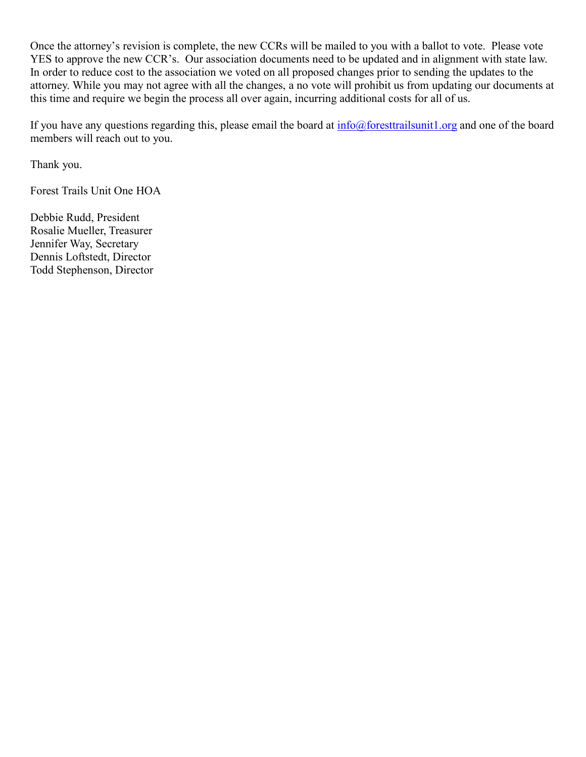Once the attorney's revision is complete, the new CCRs will be mailed to you with a ballot to vote. Please vote YES to approve the new CCR's. Our association documents need to be updated and in alignment with state law. In order to reduce cost to the association we voted on all proposed changes prior to sending the updates to the attorney. While you may not agree with all the changes, a no vote will prohibit us from updating our documents at this time and require we begin the process all over again, incurring additional costs for all of us.

If you have any questions regarding this, please email the board at info@foresttrailsunit1.org and one of the board members will reach out to you.

Thank you.

Forest Trails Unit One HOA

Debbie Rudd, President
Rosalie Mueller, Treasurer
Jennifer Way, Secretary
Dennis Loftstedt, Director
Todd Stephenson, Director